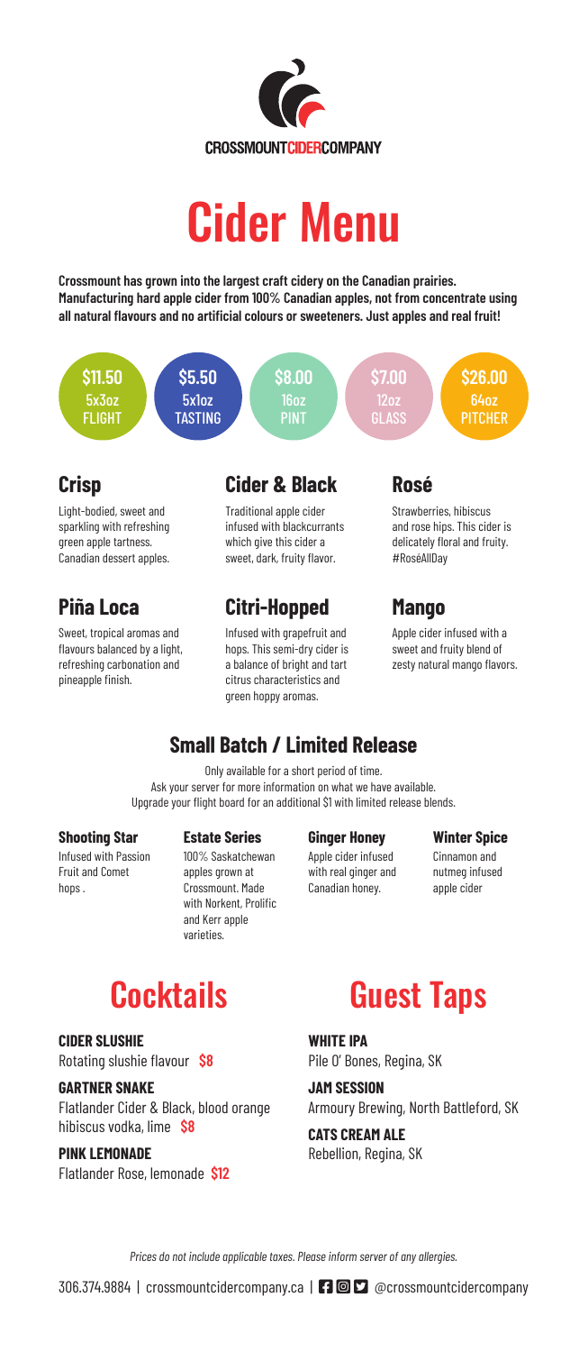CROSSMOUNTCIDERCOMPANY

# Cider Menu

**Crossmount has grown into the largest craft cidery on the Canadian prairies. Manufacturing hard apple cider from 100% Canadian apples, not from concentrate using all natural flavours and no artificial colours or sweeteners. Just apples and real fruit!**

| $11.50 | $5.50 | $8.00 | $7.00 | $26.00 |
|---|---|---|---|---|
| 5x3oz FLIGHT | 5x1oz TASTING | 16oz PINT | 12oz GLASS | 64oz PITCHER |

## Crisp

Light-bodied, sweet and sparkling with refreshing green apple tartness. Canadian dessert apples.

## Cider & Black

Traditional apple cider infused with blackcurrants which give this cider a sweet, dark, fruity flavor.

## Rosé

Strawberries, hibiscus and rose hips. This cider is delicately floral and fruity. #RoséAllDay

## Piña Loca

Sweet, tropical aromas and flavours balanced by a light, refreshing carbonation and pineapple finish.

## Citri-Hopped

Infused with grapefruit and hops. This semi-dry cider is a balance of bright and tart citrus characteristics and green hoppy aromas.

## Mango

Apple cider infused with a sweet and fruity blend of zesty natural mango flavors.

## Small Batch / Limited Release

Only available for a short period of time.
Ask your server for more information on what we have available.
Upgrade your flight board for an additional $1 with limited release blends.

**Shooting Star**
Infused with Passion Fruit and Comet hops .

**Estate Series**
100% Saskatchewan apples grown at Crossmount. Made with Norkent, Prolific and Kerr apple varieties.

**Ginger Honey**
Apple cider infused with real ginger and Canadian honey.

**Winter Spice**
Cinnamon and nutmeg infused apple cider

# Cocktails

**CIDER SLUSHIE**
Rotating slushie flavour **$8**

**GARTNER SNAKE**
Flatlander Cider & Black, blood orange hibiscus vodka, lime **$8**

**PINK LEMONADE**
Flatlander Rose, lemonade **$12**

# Guest Taps

**WHITE IPA**
Pile O' Bones, Regina, SK

**JAM SESSION**
Armoury Brewing, North Battleford, SK

**CATS CREAM ALE**
Rebellion, Regina, SK

*Prices do not include applicable taxes. Please inform server of any allergies.*

306.374.9884 | crossmountcidercompany.ca | @crossmountcidercompany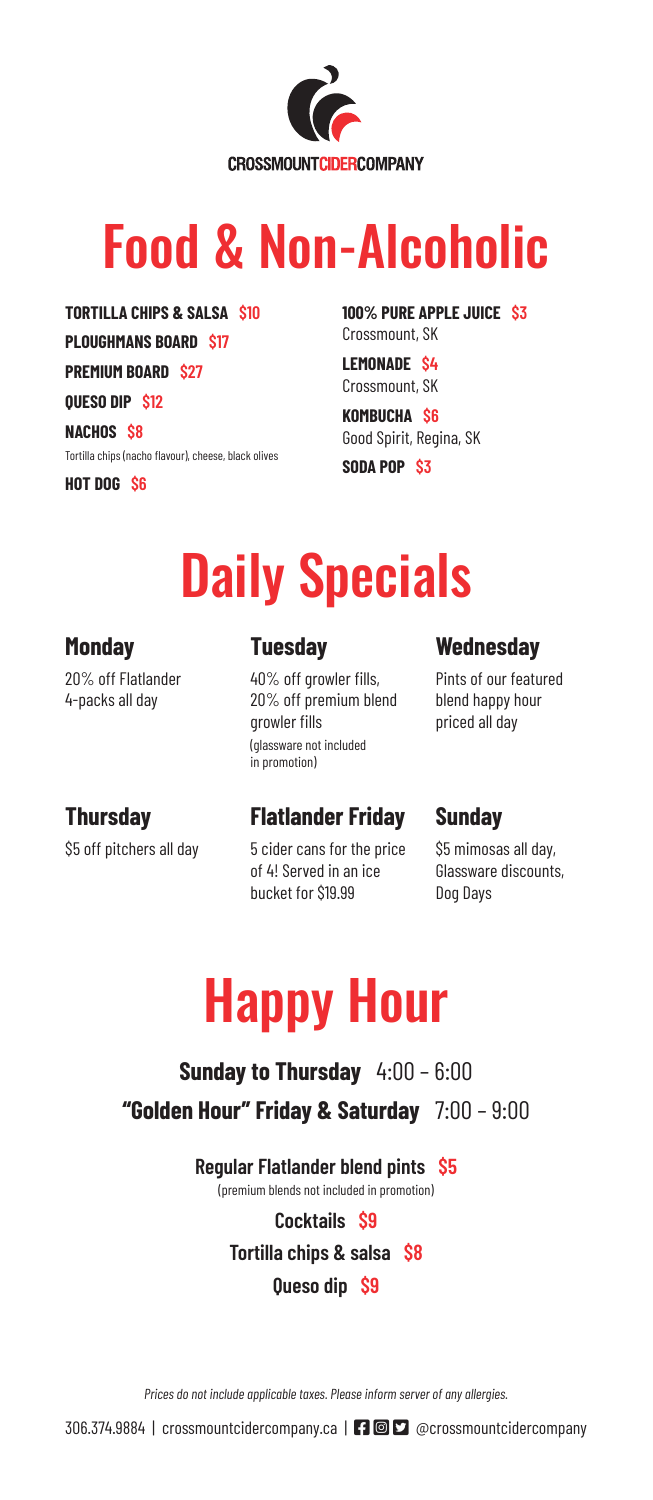CROSSMOUNTCIDERCOMPANY

# Food & Non-Alcoholic

**TORTILLA CHIPS & SALSA** $10

**PLOUGHMANS BOARD** $17

**PREMIUM BOARD** $27

**QUESO DIP** $12

**NACHOS** $8
Tortilla chips (nacho flavour), cheese, black olives

**HOT DOG** $6

**100% PURE APPLE JUICE** $3
Crossmount, SK

**LEMONADE** $4
Crossmount, SK

**KOMBUCHA** $6
Good Spirit, Regina, SK

**SODA POP** $3

# Daily Specials

### Monday

20% off Flatlander 4-packs all day

### Tuesday

40% off growler fills, 20% off premium blend growler fills
(glassware not included in promotion)

### Wednesday

Pints of our featured blend happy hour priced all day

### Thursday

$5 off pitchers all day

### Flatlander Friday

5 cider cans for the price of 4! Served in an ice bucket for $19.99

### Sunday

$5 mimosas all day, Glassware discounts, Dog Days

# Happy Hour

**Sunday to Thursday** 4:00 – 6:00

**"Golden Hour" Friday & Saturday** 7:00 – 9:00

**Regular Flatlander blend pints** $5
(premium blends not included in promotion)

**Cocktails** $9

**Tortilla chips & salsa** $8

**Queso dip** $9

*Prices do not include applicable taxes. Please inform server of any allergies.*

306.374.9884 | crossmountcidercompany.ca | @crossmountcidercompany